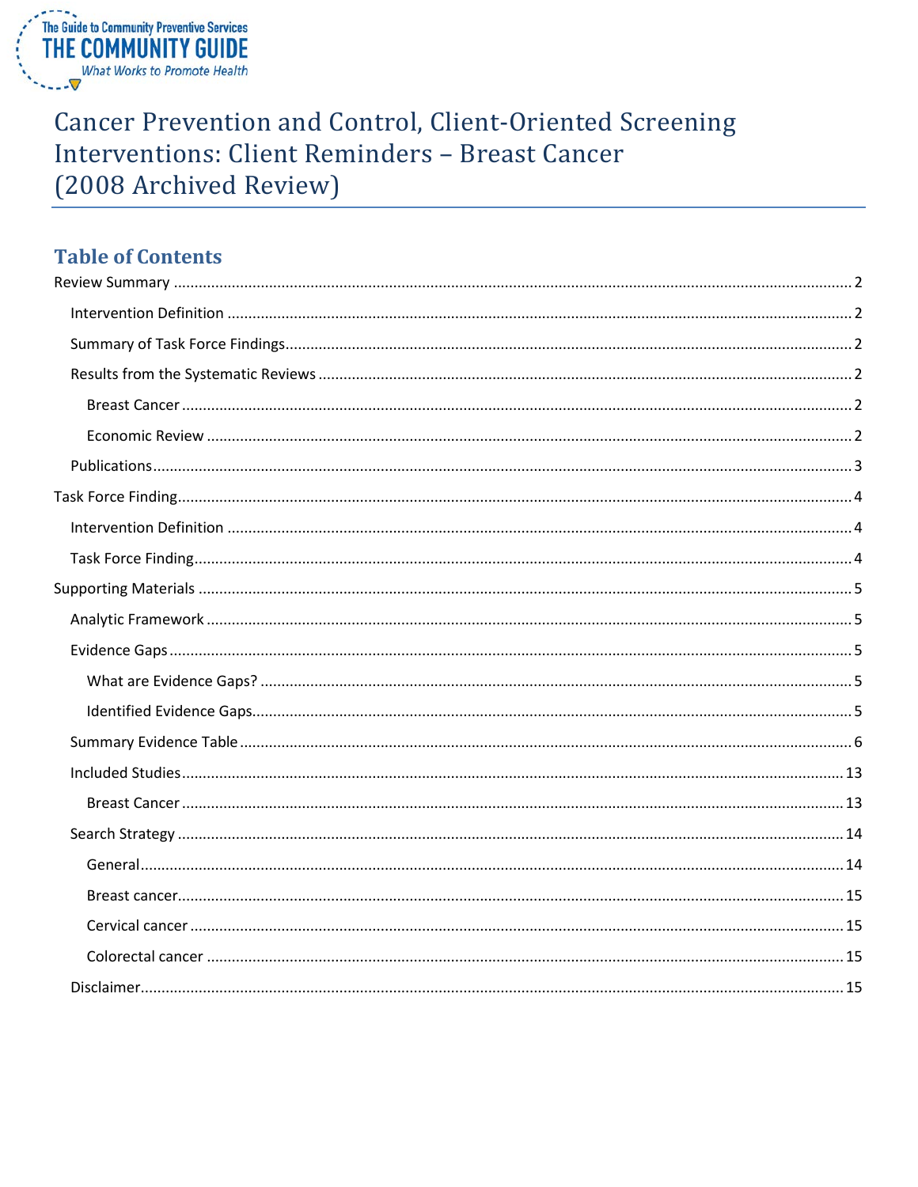The Guide to Community Preventive Services
THE COMMUNITY GUIDE
*What Works to Promote Health*

# Cancer Prevention and Control, Client-Oriented Screening Interventions: Client Reminders – Breast Cancer (2008 Archived Review)

## Table of Contents

Review Summary ..... 2
- Intervention Definition ..... 2
- Summary of Task Force Findings ..... 2
- Results from the Systematic Reviews ..... 2
  - Breast Cancer ..... 2
  - Economic Review ..... 2
- Publications ..... 3

Task Force Finding ..... 4
- Intervention Definition ..... 4
- Task Force Finding ..... 4

Supporting Materials ..... 5
- Analytic Framework ..... 5
- Evidence Gaps ..... 5
  - What are Evidence Gaps? ..... 5
  - Identified Evidence Gaps ..... 5
- Summary Evidence Table ..... 6
- Included Studies ..... 13
  - Breast Cancer ..... 13
- Search Strategy ..... 14
  - General ..... 14
  - Breast cancer ..... 15
  - Cervical cancer ..... 15
  - Colorectal cancer ..... 15
- Disclaimer ..... 15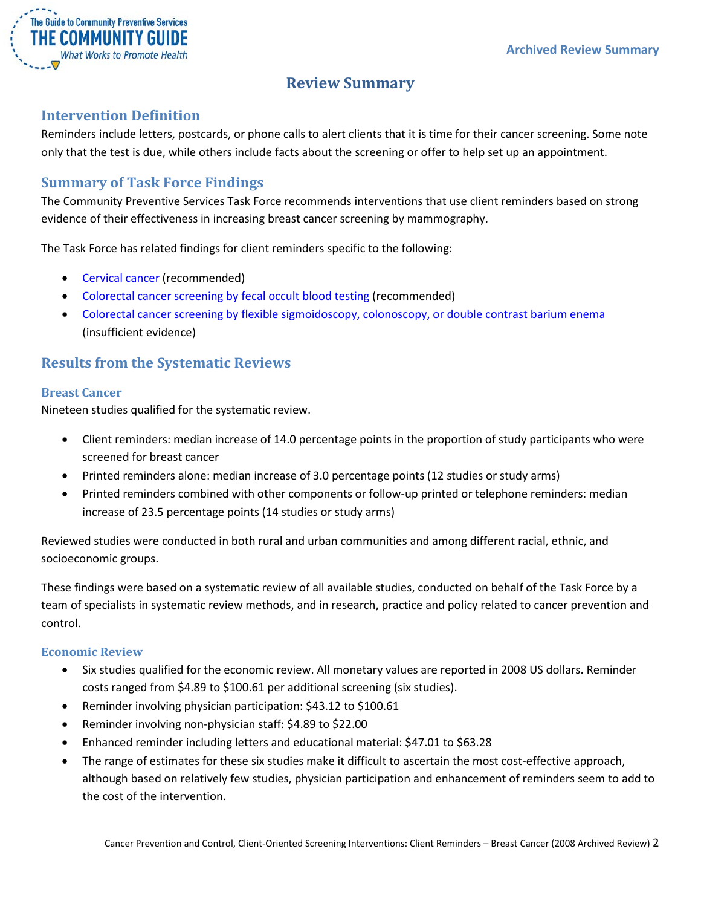# Review Summary

## Intervention Definition

Reminders include letters, postcards, or phone calls to alert clients that it is time for their cancer screening. Some note only that the test is due, while others include facts about the screening or offer to help set up an appointment.

## Summary of Task Force Findings

The Community Preventive Services Task Force recommends interventions that use client reminders based on strong evidence of their effectiveness in increasing breast cancer screening by mammography.

The Task Force has related findings for client reminders specific to the following:

- Cervical cancer (recommended)
- Colorectal cancer screening by fecal occult blood testing (recommended)
- Colorectal cancer screening by flexible sigmoidoscopy, colonoscopy, or double contrast barium enema (insufficient evidence)

## Results from the Systematic Reviews

### Breast Cancer

Nineteen studies qualified for the systematic review.

- Client reminders: median increase of 14.0 percentage points in the proportion of study participants who were screened for breast cancer
- Printed reminders alone: median increase of 3.0 percentage points (12 studies or study arms)
- Printed reminders combined with other components or follow-up printed or telephone reminders: median increase of 23.5 percentage points (14 studies or study arms)

Reviewed studies were conducted in both rural and urban communities and among different racial, ethnic, and socioeconomic groups.

These findings were based on a systematic review of all available studies, conducted on behalf of the Task Force by a team of specialists in systematic review methods, and in research, practice and policy related to cancer prevention and control.

### Economic Review

- Six studies qualified for the economic review. All monetary values are reported in 2008 US dollars. Reminder costs ranged from $4.89 to $100.61 per additional screening (six studies).
- Reminder involving physician participation: $43.12 to $100.61
- Reminder involving non-physician staff: $4.89 to $22.00
- Enhanced reminder including letters and educational material: $47.01 to $63.28
- The range of estimates for these six studies make it difficult to ascertain the most cost-effective approach, although based on relatively few studies, physician participation and enhancement of reminders seem to add to the cost of the intervention.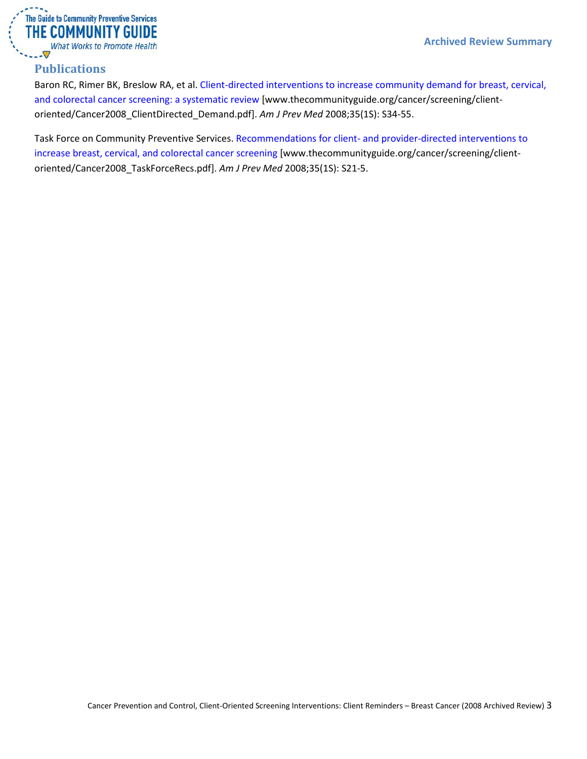## Publications

Baron RC, Rimer BK, Breslow RA, et al. Client-directed interventions to increase community demand for breast, cervical, and colorectal cancer screening: a systematic review [www.thecommunityguide.org/cancer/screening/client-oriented/Cancer2008_ClientDirected_Demand.pdf]. *Am J Prev Med* 2008;35(1S): S34-55.

Task Force on Community Preventive Services. Recommendations for client- and provider-directed interventions to increase breast, cervical, and colorectal cancer screening [www.thecommunityguide.org/cancer/screening/client-oriented/Cancer2008_TaskForceRecs.pdf]. *Am J Prev Med* 2008;35(1S): S21-5.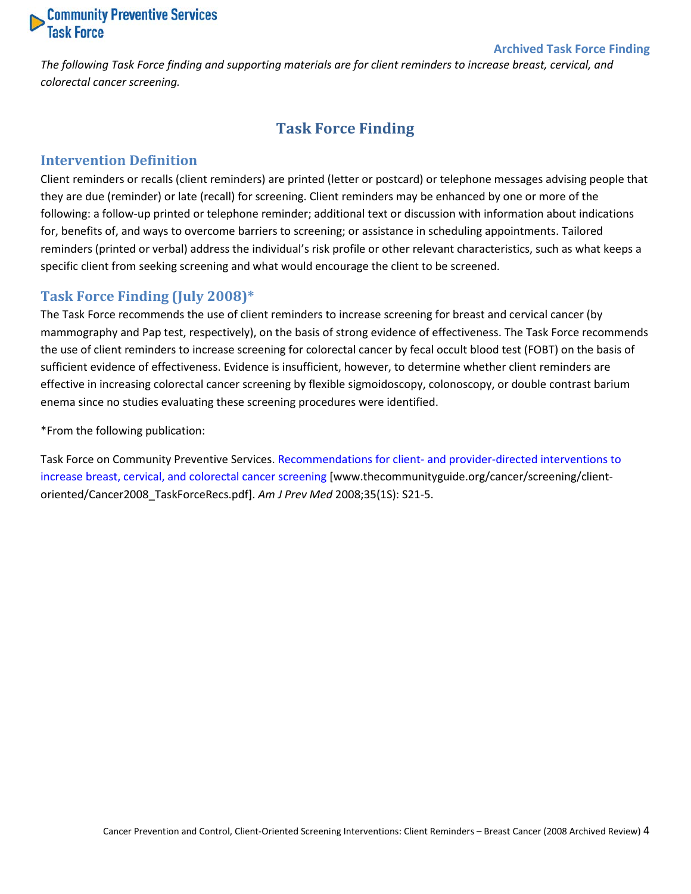*The following Task Force finding and supporting materials are for client reminders to increase breast, cervical, and colorectal cancer screening.*

# Task Force Finding

## Intervention Definition

Client reminders or recalls (client reminders) are printed (letter or postcard) or telephone messages advising people that they are due (reminder) or late (recall) for screening. Client reminders may be enhanced by one or more of the following: a follow-up printed or telephone reminder; additional text or discussion with information about indications for, benefits of, and ways to overcome barriers to screening; or assistance in scheduling appointments. Tailored reminders (printed or verbal) address the individual's risk profile or other relevant characteristics, such as what keeps a specific client from seeking screening and what would encourage the client to be screened.

## Task Force Finding (July 2008)*

The Task Force recommends the use of client reminders to increase screening for breast and cervical cancer (by mammography and Pap test, respectively), on the basis of strong evidence of effectiveness. The Task Force recommends the use of client reminders to increase screening for colorectal cancer by fecal occult blood test (FOBT) on the basis of sufficient evidence of effectiveness. Evidence is insufficient, however, to determine whether client reminders are effective in increasing colorectal cancer screening by flexible sigmoidoscopy, colonoscopy, or double contrast barium enema since no studies evaluating these screening procedures were identified.

*From the following publication:

Task Force on Community Preventive Services. Recommendations for client- and provider-directed interventions to increase breast, cervical, and colorectal cancer screening [www.thecommunityguide.org/cancer/screening/client-oriented/Cancer2008_TaskForceRecs.pdf]. *Am J Prev Med* 2008;35(1S): S21-5.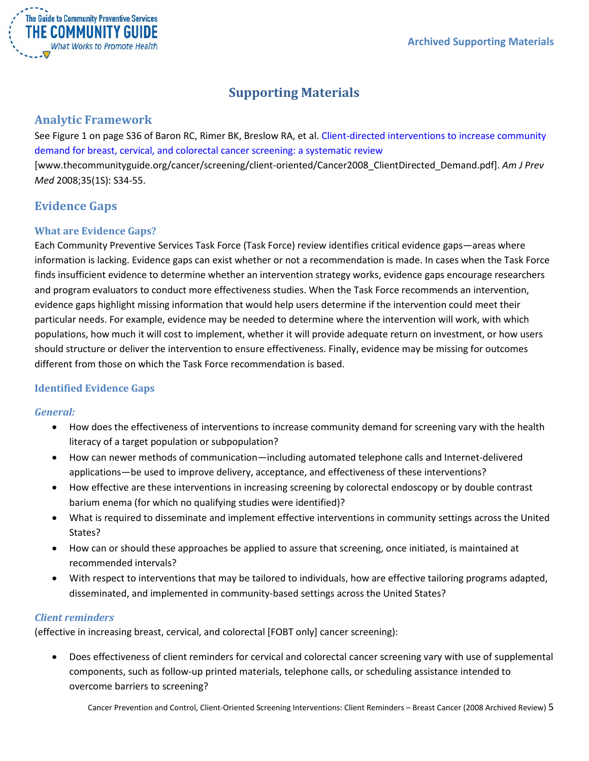# Supporting Materials

## Analytic Framework

See Figure 1 on page S36 of Baron RC, Rimer BK, Breslow RA, et al. Client-directed interventions to increase community demand for breast, cervical, and colorectal cancer screening: a systematic review [www.thecommunityguide.org/cancer/screening/client-oriented/Cancer2008_ClientDirected_Demand.pdf]. *Am J Prev Med* 2008;35(1S): S34-55.

## Evidence Gaps

### What are Evidence Gaps?

Each Community Preventive Services Task Force (Task Force) review identifies critical evidence gaps—areas where information is lacking. Evidence gaps can exist whether or not a recommendation is made. In cases when the Task Force finds insufficient evidence to determine whether an intervention strategy works, evidence gaps encourage researchers and program evaluators to conduct more effectiveness studies. When the Task Force recommends an intervention, evidence gaps highlight missing information that would help users determine if the intervention could meet their particular needs. For example, evidence may be needed to determine where the intervention will work, with which populations, how much it will cost to implement, whether it will provide adequate return on investment, or how users should structure or deliver the intervention to ensure effectiveness. Finally, evidence may be missing for outcomes different from those on which the Task Force recommendation is based.

### Identified Evidence Gaps

#### *General:*

- How does the effectiveness of interventions to increase community demand for screening vary with the health literacy of a target population or subpopulation?
- How can newer methods of communication—including automated telephone calls and Internet-delivered applications—be used to improve delivery, acceptance, and effectiveness of these interventions?
- How effective are these interventions in increasing screening by colorectal endoscopy or by double contrast barium enema (for which no qualifying studies were identified)?
- What is required to disseminate and implement effective interventions in community settings across the United States?
- How can or should these approaches be applied to assure that screening, once initiated, is maintained at recommended intervals?
- With respect to interventions that may be tailored to individuals, how are effective tailoring programs adapted, disseminated, and implemented in community-based settings across the United States?

#### *Client reminders*

(effective in increasing breast, cervical, and colorectal [FOBT only] cancer screening):

- Does effectiveness of client reminders for cervical and colorectal cancer screening vary with use of supplemental components, such as follow-up printed materials, telephone calls, or scheduling assistance intended to overcome barriers to screening?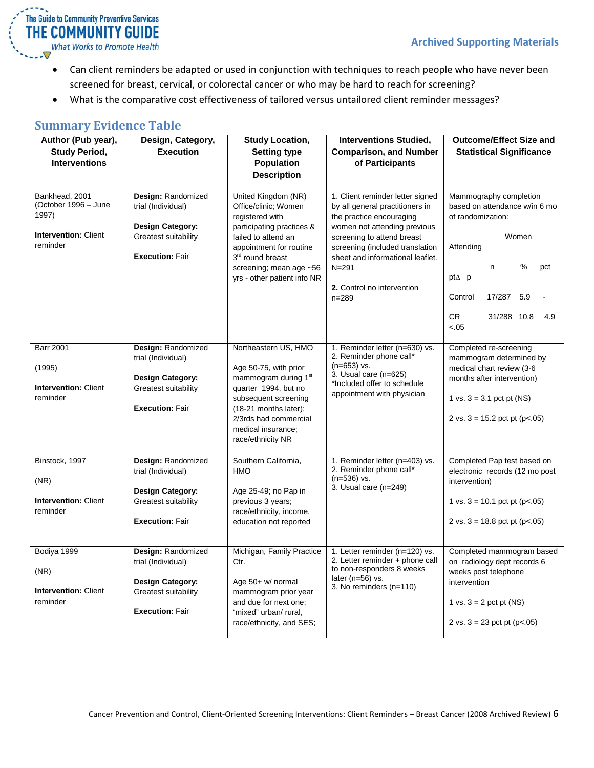- Can client reminders be adapted or used in conjunction with techniques to reach people who have never been screened for breast, cervical, or colorectal cancer or who may be hard to reach for screening?
- What is the comparative cost effectiveness of tailored versus untailored client reminder messages?

## Summary Evidence Table

| Author (Pub year), Study Period, Interventions | Design, Category, Execution | Study Location, Setting type Population Description | Interventions Studied, Comparison, and Number of Participants | Outcome/Effect Size and Statistical Significance |
|---|---|---|---|---|
| Bankhead, 2001 (October 1996 – June 1997)<br><br>**Intervention:** Client reminder | **Design:** Randomized trial (Individual)<br><br>**Design Category:** Greatest suitability<br><br>**Execution:** Fair | United Kingdom (NR) Office/clinic; Women registered with participating practices & failed to attend an appointment for routine 3rd round breast screening; mean age ~56 yrs - other patient info NR | 1. Client reminder letter signed by all general practitioners in the practice encouraging women not attending previous screening to attend breast screening (included translation sheet and informational leaflet. N=291<br><br>**2.** Control no intervention n=289 | Mammography completion based on attendance w/in 6 mo of randomization:<br><br>Women Attending<br><br>n % pct ptΔ p<br><br>Control 17/287 5.9 -<br><br>CR 31/288 10.8 4.9 <.05 |
| Barr 2001<br><br>(1995)<br><br>**Intervention:** Client reminder | **Design:** Randomized trial (Individual)<br><br>**Design Category:** Greatest suitability<br><br>**Execution:** Fair | Northeastern US, HMO<br><br>Age 50-75, with prior mammogram during 1st quarter 1994, but no subsequent screening (18-21 months later); 2/3rds had commercial medical insurance; race/ethnicity NR | 1. Reminder letter (n=630) vs.<br>2. Reminder phone call* (n=653) vs.<br>3. Usual care (n=625)<br>*Included offer to schedule appointment with physician | Completed re-screening mammogram determined by medical chart review (3-6 months after intervention)<br><br>1 vs. 3 = 3.1 pct pt (NS)<br><br>2 vs. 3 = 15.2 pct pt (p<.05) |
| Binstock, 1997<br><br>(NR)<br><br>**Intervention:** Client reminder | **Design:** Randomized trial (Individual)<br><br>**Design Category:** Greatest suitability<br><br>**Execution:** Fair | Southern California, HMO<br><br>Age 25-49; no Pap in previous 3 years; race/ethnicity, income, education not reported | 1. Reminder letter (n=403) vs.<br>2. Reminder phone call* (n=536) vs.<br>3. Usual care (n=249) | Completed Pap test based on electronic records (12 mo post intervention)<br><br>1 vs. 3 = 10.1 pct pt (p<.05)<br><br>2 vs. 3 = 18.8 pct pt (p<.05) |
| Bodiya 1999<br><br>(NR)<br><br>**Intervention:** Client reminder | **Design:** Randomized trial (Individual)<br><br>**Design Category:** Greatest suitability<br><br>**Execution:** Fair | Michigan, Family Practice Ctr.<br><br>Age 50+ w/ normal mammogram prior year and due for next one; "mixed" urban/ rural, race/ethnicity, and SES; | 1. Letter reminder (n=120) vs.<br>2. Letter reminder + phone call to non-responders 8 weeks later (n=56) vs.<br>3. No reminders (n=110) | Completed mammogram based on radiology dept records 6 weeks post telephone intervention<br><br>1 vs. 3 = 2 pct pt (NS)<br><br>2 vs. 3 = 23 pct pt (p<.05) |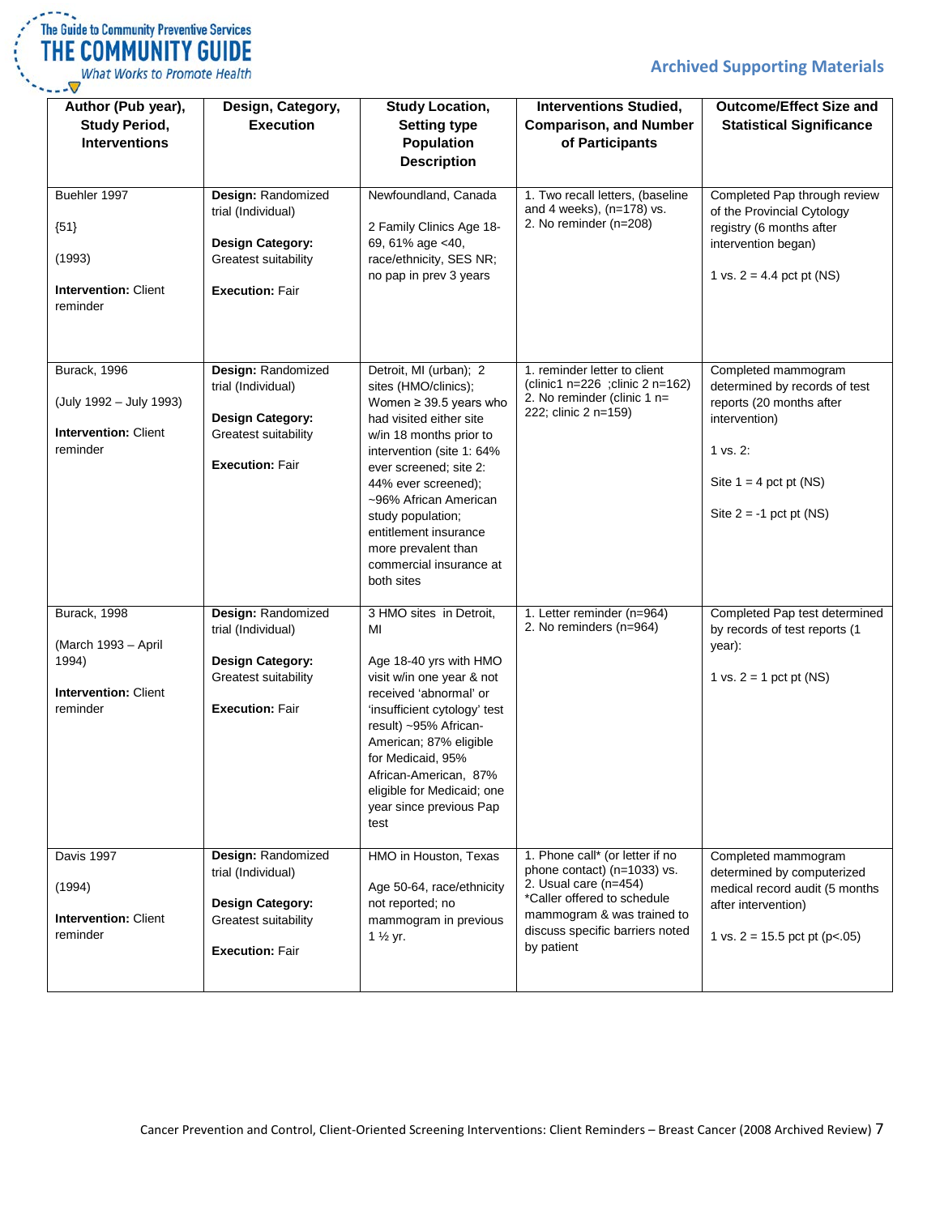| Author (Pub year), Study Period, Interventions | Design, Category, Execution | Study Location, Setting type Population Description | Interventions Studied, Comparison, and Number of Participants | Outcome/Effect Size and Statistical Significance |
|---|---|---|---|---|
| Buehler 1997<br><br>{51}<br><br>(1993)<br><br>**Intervention:** Client reminder | **Design:** Randomized trial (Individual)<br><br>**Design Category:** Greatest suitability<br><br>**Execution:** Fair | Newfoundland, Canada<br><br>2 Family Clinics Age 18-69, 61% age <40, race/ethnicity, SES NR; no pap in prev 3 years | 1. Two recall letters, (baseline and 4 weeks), (n=178) vs.<br>2. No reminder (n=208) | Completed Pap through review of the Provincial Cytology registry (6 months after intervention began)<br><br>1 vs. 2 = 4.4 pct pt (NS) |
| Burack, 1996<br><br>(July 1992 – July 1993)<br><br>**Intervention:** Client reminder | **Design:** Randomized trial (Individual)<br><br>**Design Category:** Greatest suitability<br><br>**Execution:** Fair | Detroit, MI (urban); 2 sites (HMO/clinics); Women ≥ 39.5 years who had visited either site w/in 18 months prior to intervention (site 1: 64% ever screened; site 2: 44% ever screened); ~96% African American study population; entitlement insurance more prevalent than commercial insurance at both sites | 1. reminder letter to client (clinic1 n=226 ;clinic 2 n=162)<br>2. No reminder (clinic 1 n= 222; clinic 2 n=159) | Completed mammogram determined by records of test reports (20 months after intervention)<br><br>1 vs. 2:<br><br>Site 1 = 4 pct pt (NS)<br><br>Site 2 = -1 pct pt (NS) |
| Burack, 1998<br><br>(March 1993 – April 1994)<br><br>**Intervention:** Client reminder | **Design:** Randomized trial (Individual)<br><br>**Design Category:** Greatest suitability<br><br>**Execution:** Fair | 3 HMO sites in Detroit, MI<br><br>Age 18-40 yrs with HMO visit w/in one year & not received 'abnormal' or 'insufficient cytology' test result) ~95% African-American; 87% eligible for Medicaid, 95% African-American, 87% eligible for Medicaid; one year since previous Pap test | 1. Letter reminder (n=964)<br>2. No reminders (n=964) | Completed Pap test determined by records of test reports (1 year):<br><br>1 vs. 2 = 1 pct pt (NS) |
| Davis 1997<br><br>(1994)<br><br>**Intervention:** Client reminder | **Design:** Randomized trial (Individual)<br><br>**Design Category:** Greatest suitability<br><br>**Execution:** Fair | HMO in Houston, Texas<br><br>Age 50-64, race/ethnicity not reported; no mammogram in previous 1 ½ yr. | 1. Phone call* (or letter if no phone contact) (n=1033) vs.<br>2. Usual care (n=454)<br>*Caller offered to schedule mammogram & was trained to discuss specific barriers noted by patient | Completed mammogram determined by computerized medical record audit (5 months after intervention)<br><br>1 vs. 2 = 15.5 pct pt ($p<.05$) |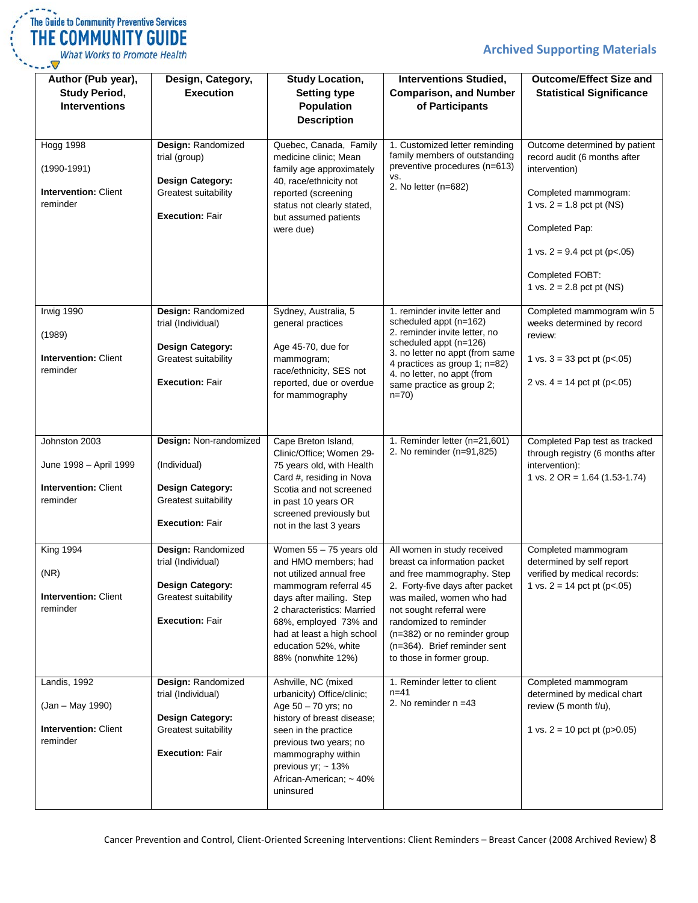| Author (Pub year), Study Period, Interventions | Design, Category, Execution | Study Location, Setting type Population Description | Interventions Studied, Comparison, and Number of Participants | Outcome/Effect Size and Statistical Significance |
|---|---|---|---|---|
| Hogg 1998<br><br>(1990-1991)<br><br>**Intervention:** Client reminder | **Design:** Randomized trial (group)<br><br>**Design Category:** Greatest suitability<br><br>**Execution:** Fair | Quebec, Canada, Family medicine clinic; Mean family age approximately 40, race/ethnicity not reported (screening status not clearly stated, but assumed patients were due) | 1. Customized letter reminding family members of outstanding preventive procedures (n=613) vs.<br>2. No letter (n=682) | Outcome determined by patient record audit (6 months after intervention)<br><br>Completed mammogram:<br>1 vs. 2 = 1.8 pct pt (NS)<br><br>Completed Pap:<br><br>1 vs. 2 = 9.4 pct pt (p<.05)<br><br>Completed FOBT:<br>1 vs. 2 = 2.8 pct pt (NS) |
| Irwig 1990<br><br>(1989)<br><br>**Intervention:** Client reminder | **Design:** Randomized trial (Individual)<br><br>**Design Category:** Greatest suitability<br><br>**Execution:** Fair | Sydney, Australia, 5 general practices<br><br>Age 45-70, due for mammogram; race/ethnicity, SES not reported, due or overdue for mammography | 1. reminder invite letter and scheduled appt (n=162)<br>2. reminder invite letter, no scheduled appt (n=126)<br>3. no letter no appt (from same 4 practices as group 1; n=82)<br>4. no letter, no appt (from same practice as group 2; n=70) | Completed mammogram w/in 5 weeks determined by record review:<br><br>1 vs. 3 = 33 pct pt (p<.05)<br><br>2 vs. 4 = 14 pct pt (p<.05) |
| Johnston 2003<br><br>June 1998 – April 1999<br><br>**Intervention:** Client reminder | **Design:** Non-randomized<br><br>(Individual)<br><br>**Design Category:** Greatest suitability<br><br>**Execution:** Fair | Cape Breton Island, Clinic/Office; Women 29-75 years old, with Health Card #, residing in Nova Scotia and not screened in past 10 years OR screened previously but not in the last 3 years | 1. Reminder letter (n=21,601)<br>2. No reminder (n=91,825) | Completed Pap test as tracked through registry (6 months after intervention):<br>1 vs. 2 OR = 1.64 (1.53-1.74) |
| King 1994<br><br>(NR)<br><br>**Intervention:** Client reminder | **Design:** Randomized trial (Individual)<br><br>**Design Category:** Greatest suitability<br><br>**Execution:** Fair | Women 55 – 75 years old and HMO members; had not utilized annual free mammogram referral 45 days after mailing. Step 2 characteristics: Married 68%, employed 73% and had at least a high school education 52%, white 88% (nonwhite 12%) | All women in study received breast ca information packet and free mammography. Step 2. Forty-five days after packet was mailed, women who had not sought referral were randomized to reminder (n=382) or no reminder group (n=364). Brief reminder sent to those in former group. | Completed mammogram determined by self report verified by medical records:<br>1 vs. 2 = 14 pct pt (p<.05) |
| Landis, 1992<br><br>(Jan – May 1990)<br><br>**Intervention:** Client reminder | **Design:** Randomized trial (Individual)<br><br>**Design Category:** Greatest suitability<br><br>**Execution:** Fair | Ashville, NC (mixed urbanicity) Office/clinic; Age 50 – 70 yrs; no history of breast disease; seen in the practice previous two years; no mammography within previous yr; ~ 13% African-American; ~ 40% uninsured | 1. Reminder letter to client n=41<br>2. No reminder n =43 | Completed mammogram determined by medical chart review (5 month f/u),<br><br>1 vs. 2 = 10 pct pt (p>0.05) |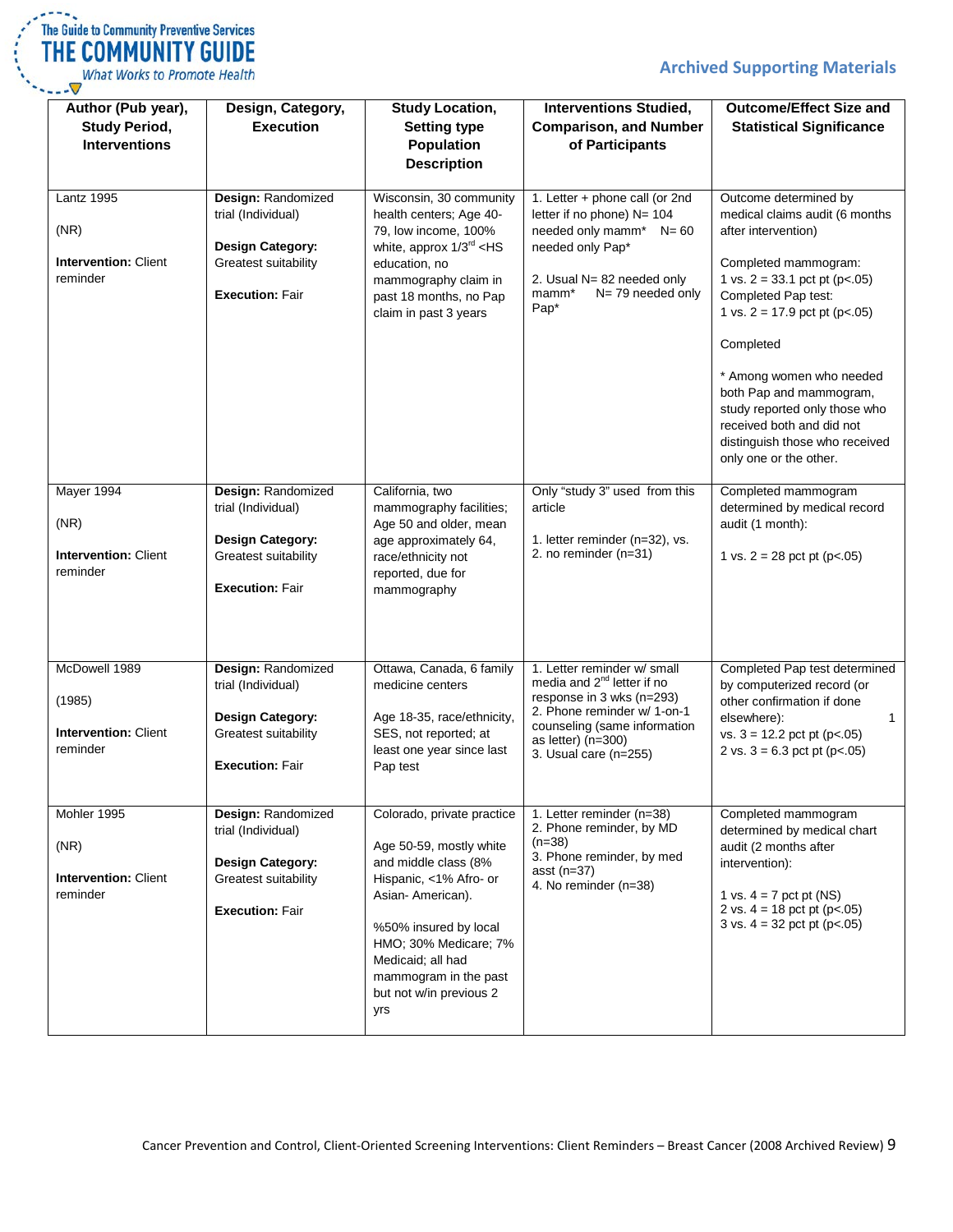| Author (Pub year), Study Period, Interventions | Design, Category, Execution | Study Location, Setting type Population Description | Interventions Studied, Comparison, and Number of Participants | Outcome/Effect Size and Statistical Significance |
|---|---|---|---|---|
| Lantz 1995<br><br>(NR)<br><br>**Intervention:** Client reminder | **Design:** Randomized trial (Individual)<br><br>**Design Category:** Greatest suitability<br><br>**Execution:** Fair | Wisconsin, 30 community health centers; Age 40-79, low income, 100% white, approx 1/3rd <HS education, no mammography claim in past 18 months, no Pap claim in past 3 years | 1. Letter + phone call (or 2nd letter if no phone) N= 104 needed only mamm* N= 60 needed only Pap*<br><br>2. Usual N= 82 needed only mamm* N= 79 needed only Pap* | Outcome determined by medical claims audit (6 months after intervention)<br><br>Completed mammogram:<br>1 vs. 2 = 33.1 pct pt (p<.05)<br>Completed Pap test:<br>1 vs. 2 = 17.9 pct pt (p<.05)<br><br>Completed<br><br>* Among women who needed both Pap and mammogram, study reported only those who received both and did not distinguish those who received only one or the other. |
| Mayer 1994<br><br>(NR)<br><br>**Intervention:** Client reminder | **Design:** Randomized trial (Individual)<br><br>**Design Category:** Greatest suitability<br><br>**Execution:** Fair | California, two mammography facilities; Age 50 and older, mean age approximately 64, race/ethnicity not reported, due for mammography | Only "study 3" used from this article<br><br>1. letter reminder (n=32), vs.<br>2. no reminder (n=31) | Completed mammogram determined by medical record audit (1 month):<br><br>1 vs. 2 = 28 pct pt (p<.05) |
| McDowell 1989<br><br>(1985)<br><br>**Intervention:** Client reminder | **Design:** Randomized trial (Individual)<br><br>**Design Category:** Greatest suitability<br><br>**Execution:** Fair | Ottawa, Canada, 6 family medicine centers<br><br>Age 18-35, race/ethnicity, SES, not reported; at least one year since last Pap test | 1. Letter reminder w/ small media and 2nd letter if no response in 3 wks (n=293)<br>2. Phone reminder w/ 1-on-1 counseling (same information as letter) (n=300)<br>3. Usual care (n=255) | Completed Pap test determined by computerized record (or other confirmation if done elsewhere): 1 vs. 3 = 12.2 pct pt (p<.05)<br>2 vs. 3 = 6.3 pct pt (p<.05) |
| Mohler 1995<br><br>(NR)<br><br>**Intervention:** Client reminder | **Design:** Randomized trial (Individual)<br><br>**Design Category:** Greatest suitability<br><br>**Execution:** Fair | Colorado, private practice<br><br>Age 50-59, mostly white and middle class (8% Hispanic, <1% Afro- or Asian- American).<br><br>%50% insured by local HMO; 30% Medicare; 7% Medicaid; all had mammogram in the past but not w/in previous 2 yrs | 1. Letter reminder (n=38)<br>2. Phone reminder, by MD (n=38)<br>3. Phone reminder, by med asst (n=37)<br>4. No reminder (n=38) | Completed mammogram determined by medical chart audit (2 months after intervention):<br><br>1 vs. 4 = 7 pct pt (NS)<br>2 vs. 4 = 18 pct pt (p<.05)<br>3 vs. 4 = 32 pct pt (p<.05) |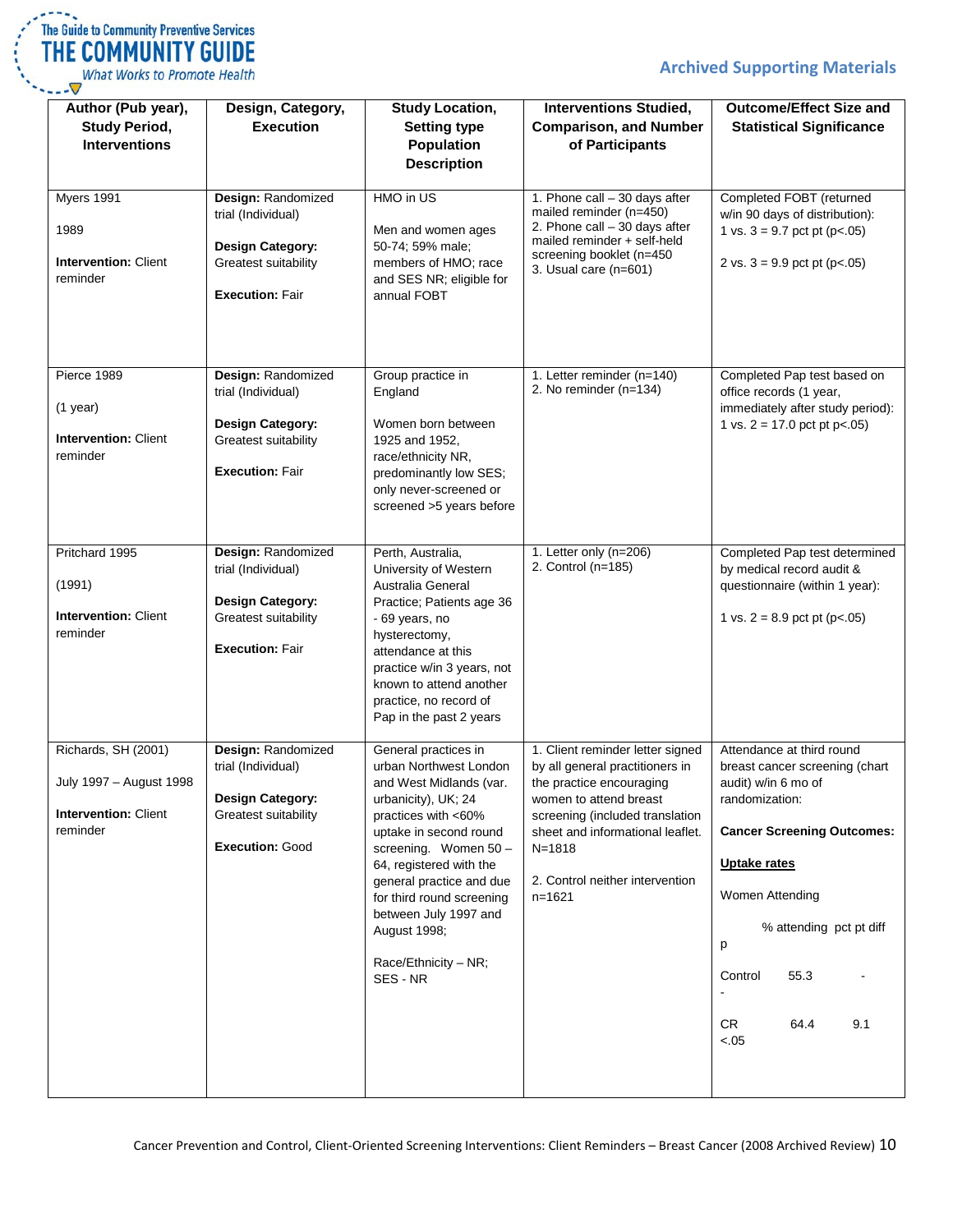| Author (Pub year), Study Period, Interventions | Design, Category, Execution | Study Location, Setting type Population Description | Interventions Studied, Comparison, and Number of Participants | Outcome/Effect Size and Statistical Significance |
|---|---|---|---|---|
| Myers 1991<br><br>1989<br><br>**Intervention:** Client reminder | **Design:** Randomized trial (Individual)<br><br>**Design Category:** Greatest suitability<br><br>**Execution:** Fair | HMO in US<br><br>Men and women ages 50-74; 59% male; members of HMO; race and SES NR; eligible for annual FOBT | 1. Phone call – 30 days after mailed reminder (n=450)<br>2. Phone call – 30 days after mailed reminder + self-held screening booklet (n=450<br>3. Usual care (n=601) | Completed FOBT (returned w/in 90 days of distribution):<br>1 vs. 3 = 9.7 pct pt (p<.05)<br><br>2 vs. 3 = 9.9 pct pt (p<.05) |
| Pierce 1989<br><br>(1 year)<br><br>**Intervention:** Client reminder | **Design:** Randomized trial (Individual)<br><br>**Design Category:** Greatest suitability<br><br>**Execution:** Fair | Group practice in England<br><br>Women born between 1925 and 1952, race/ethnicity NR, predominantly low SES; only never-screened or screened >5 years before | 1. Letter reminder (n=140)<br>2. No reminder (n=134) | Completed Pap test based on office records (1 year, immediately after study period):<br>1 vs. 2 = 17.0 pct pt p<.05) |
| Pritchard 1995<br><br>(1991)<br><br>**Intervention:** Client reminder | **Design:** Randomized trial (Individual)<br><br>**Design Category:** Greatest suitability<br><br>**Execution:** Fair | Perth, Australia, University of Western Australia General Practice; Patients age 36 - 69 years, no hysterectomy, attendance at this practice w/in 3 years, not known to attend another practice, no record of Pap in the past 2 years | 1. Letter only (n=206)<br>2. Control (n=185) | Completed Pap test determined by medical record audit & questionnaire (within 1 year):<br><br>1 vs. 2 = 8.9 pct pt (p<.05) |
| Richards, SH (2001)<br><br>July 1997 – August 1998<br><br>**Intervention:** Client reminder | **Design:** Randomized trial (Individual)<br><br>**Design Category:** Greatest suitability<br><br>**Execution:** Good | General practices in urban Northwest London and West Midlands (var. urbanicity), UK; 24 practices with <60% uptake in second round screening. Women 50 – 64, registered with the general practice and due for third round screening between July 1997 and August 1998;<br><br>Race/Ethnicity – NR; SES - NR | 1. Client reminder letter signed by all general practitioners in the practice encouraging women to attend breast screening (included translation sheet and informational leaflet. N=1818<br><br>2. Control neither intervention n=1621 | Attendance at third round breast cancer screening (chart audit) w/in 6 mo of randomization:<br><br>**Cancer Screening Outcomes:**<br><br>**Uptake rates**<br><br>Women Attending<br><br>% attending pct pt diff p<br><br>Control 55.3 - -<br><br>CR 64.4 9.1 <.05 |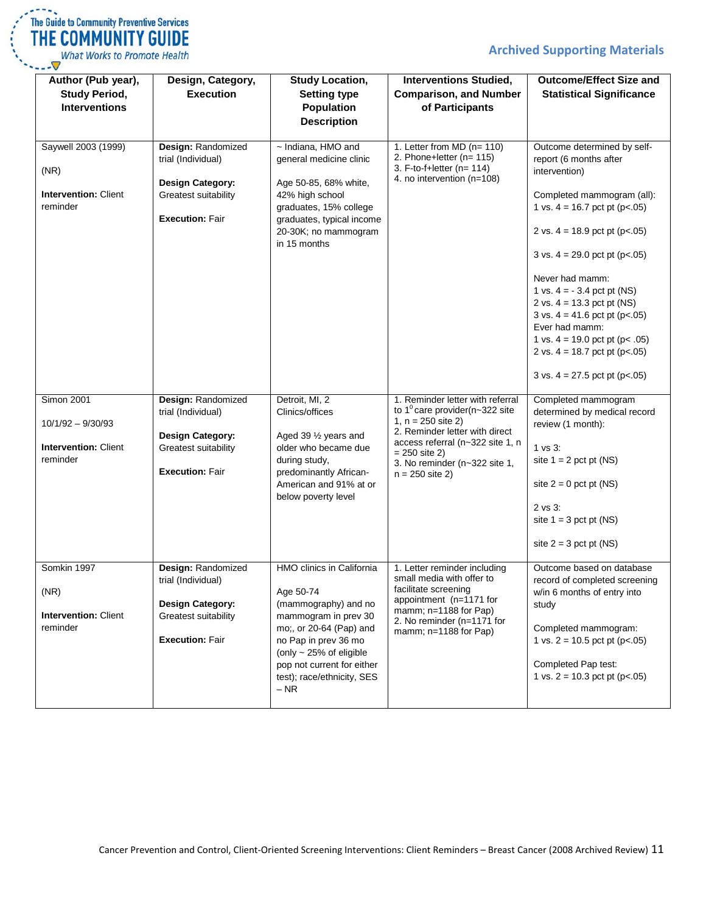| Author (Pub year), Study Period, Interventions | Design, Category, Execution | Study Location, Setting type Population Description | Interventions Studied, Comparison, and Number of Participants | Outcome/Effect Size and Statistical Significance |
|---|---|---|---|---|
| Saywell 2003 (1999)<br><br>(NR)<br><br>**Intervention:** Client reminder | **Design:** Randomized trial (Individual)<br><br>**Design Category:** Greatest suitability<br><br>**Execution:** Fair | ~ Indiana, HMO and general medicine clinic<br><br>Age 50-85, 68% white, 42% high school graduates, 15% college graduates, typical income 20-30K; no mammogram in 15 months | 1. Letter from MD (n= 110)<br>2. Phone+letter (n= 115)<br>3. F-to-f+letter (n= 114)<br>4. no intervention (n=108) | Outcome determined by self-report (6 months after intervention)<br><br>Completed mammogram (all):<br>1 vs. 4 = 16.7 pct pt (p<.05)<br><br>2 vs. 4 = 18.9 pct pt (p<.05)<br><br>3 vs. 4 = 29.0 pct pt (p<.05)<br><br>Never had mamm:<br>1 vs. 4 = - 3.4 pct pt (NS)<br>2 vs. 4 = 13.3 pct pt (NS)<br>3 vs. 4 = 41.6 pct pt (p<.05)<br>Ever had mamm:<br>1 vs. 4 = 19.0 pct pt (p< .05)<br>2 vs. 4 = 18.7 pct pt (p<.05)<br><br>3 vs. 4 = 27.5 pct pt (p<.05) |
| Simon 2001<br><br>10/1/92 – 9/30/93<br><br>**Intervention:** Client reminder | **Design:** Randomized trial (Individual)<br><br>**Design Category:** Greatest suitability<br><br>**Execution:** Fair | Detroit, MI, 2 Clinics/offices<br><br>Aged 39 ½ years and older who became due during study, predominantly African-American and 91% at or below poverty level | 1. Reminder letter with referral to 1° care provider(n~322 site 1, n = 250 site 2)<br>2. Reminder letter with direct access referral (n~322 site 1, n = 250 site 2)<br>3. No reminder (n~322 site 1, n = 250 site 2) | Completed mammogram determined by medical record review (1 month):<br><br>1 vs 3:<br>site 1 = 2 pct pt (NS)<br><br>site 2 = 0 pct pt (NS)<br><br>2 vs 3:<br>site 1 = 3 pct pt (NS)<br><br>site 2 = 3 pct pt (NS) |
| Somkin 1997<br><br>(NR)<br><br>**Intervention:** Client reminder | **Design:** Randomized trial (Individual)<br><br>**Design Category:** Greatest suitability<br><br>**Execution:** Fair | HMO clinics in California<br><br>Age 50-74 (mammography) and no mammogram in prev 30 mo;, or 20-64 (Pap) and no Pap in prev 36 mo (only ~ 25% of eligible pop not current for either test); race/ethnicity, SES – NR | 1. Letter reminder including small media with offer to facilitate screening appointment (n=1171 for mamm; n=1188 for Pap)<br>2. No reminder (n=1171 for mamm; n=1188 for Pap) | Outcome based on database record of completed screening w/in 6 months of entry into study<br><br>Completed mammogram:<br>1 vs. 2 = 10.5 pct pt (p<.05)<br><br>Completed Pap test:<br>1 vs. 2 = 10.3 pct pt (p<.05) |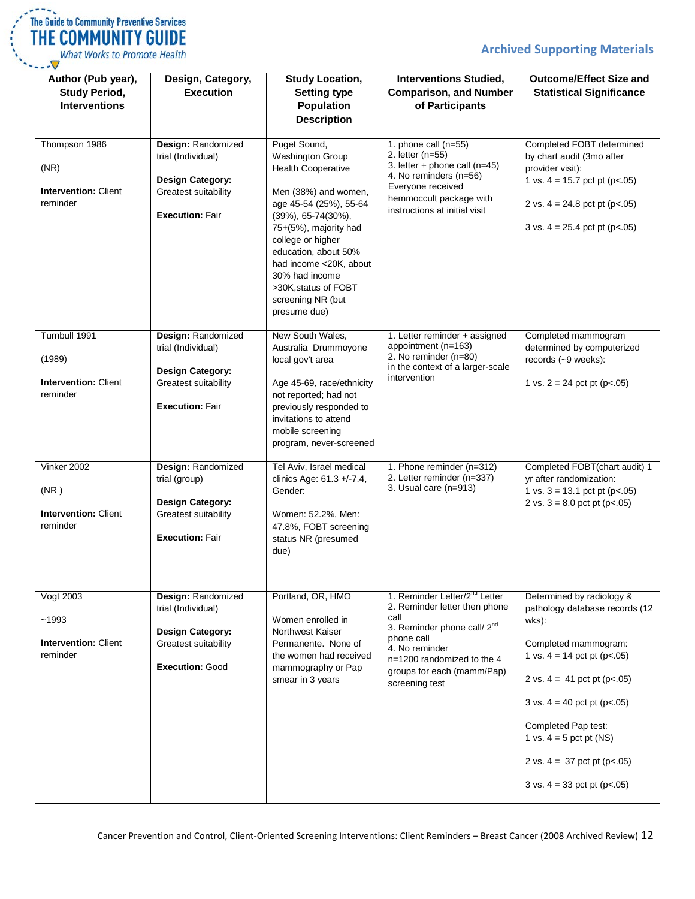| Author (Pub year), Study Period, Interventions | Design, Category, Execution | Study Location, Setting type Population Description | Interventions Studied, Comparison, and Number of Participants | Outcome/Effect Size and Statistical Significance |
|---|---|---|---|---|
| Thompson 1986<br><br>(NR)<br><br>**Intervention:** Client reminder | **Design:** Randomized trial (Individual)<br><br>**Design Category:** Greatest suitability<br><br>**Execution:** Fair | Puget Sound, Washington Group Health Cooperative<br><br>Men (38%) and women, age 45-54 (25%), 55-64 (39%), 65-74(30%), 75+(5%), majority had college or higher education, about 50% had income <20K, about 30% had income >30K,status of FOBT screening NR (but presume due) | 1. phone call (n=55)<br>2. letter (n=55)<br>3. letter + phone call (n=45)<br>4. No reminders (n=56)<br>Everyone received hemmoccult package with instructions at initial visit | Completed FOBT determined by chart audit (3mo after provider visit):<br>1 vs. 4 = 15.7 pct pt (p<.05)<br><br>2 vs. 4 = 24.8 pct pt (p<.05)<br><br>3 vs. 4 = 25.4 pct pt (p<.05) |
| Turnbull 1991<br><br>(1989)<br><br>**Intervention:** Client reminder | **Design:** Randomized trial (Individual)<br><br>**Design Category:** Greatest suitability<br><br>**Execution:** Fair | New South Wales, Australia Drummoyone local gov't area<br><br>Age 45-69, race/ethnicity not reported; had not previously responded to invitations to attend mobile screening program, never-screened | 1. Letter reminder + assigned appointment (n=163)<br>2. No reminder (n=80)<br>in the context of a larger-scale intervention | Completed mammogram determined by computerized records (~9 weeks):<br><br>1 vs. 2 = 24 pct pt (p<.05) |
| Vinker 2002<br><br>(NR )<br><br>**Intervention:** Client reminder | **Design:** Randomized trial (group)<br><br>**Design Category:** Greatest suitability<br><br>**Execution:** Fair | Tel Aviv, Israel medical clinics Age: 61.3 +/-7.4, Gender:<br><br>Women: 52.2%, Men: 47.8%, FOBT screening status NR (presumed due) | 1. Phone reminder (n=312)<br>2. Letter reminder (n=337)<br>3. Usual care (n=913) | Completed FOBT(chart audit) 1 yr after randomization:<br>1 vs. 3 = 13.1 pct pt (p<.05)<br>2 vs. 3 = 8.0 pct pt (p<.05) |
| Vogt 2003<br><br>~1993<br><br>**Intervention:** Client reminder | **Design:** Randomized trial (Individual)<br><br>**Design Category:** Greatest suitability<br><br>**Execution:** Good | Portland, OR, HMO<br><br>Women enrolled in Northwest Kaiser Permanente. None of the women had received mammography or Pap smear in 3 years | 1. Reminder Letter/2nd Letter<br>2. Reminder letter then phone call<br>3. Reminder phone call/ 2nd phone call<br>4. No reminder<br>n=1200 randomized to the 4 groups for each (mamm/Pap) screening test | Determined by radiology & pathology database records (12 wks):<br><br>Completed mammogram:<br>1 vs. 4 = 14 pct pt (p<.05)<br><br>2 vs. 4 = 41 pct pt (p<.05)<br><br>3 vs. 4 = 40 pct pt (p<.05)<br><br>Completed Pap test:<br>1 vs. 4 = 5 pct pt (NS)<br><br>2 vs. 4 = 37 pct pt (p<.05)<br><br>3 vs. 4 = 33 pct pt (p<.05) |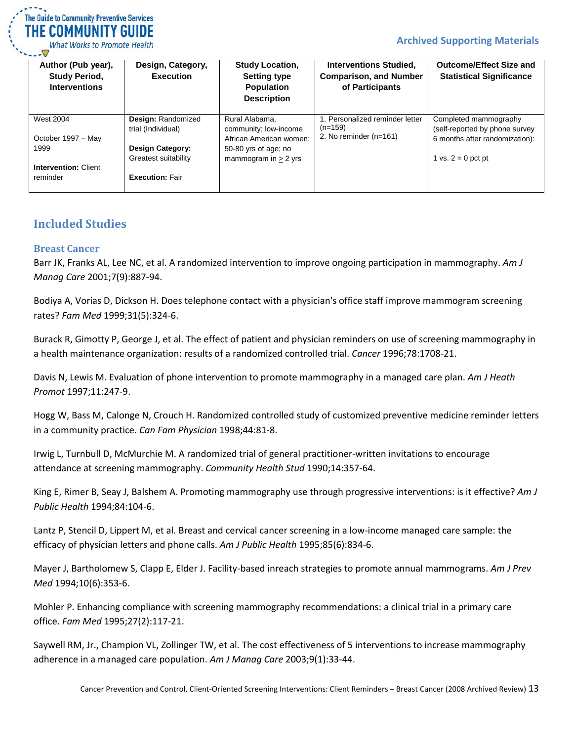| Author (Pub year), Study Period, Interventions | Design, Category, Execution | Study Location, Setting type Population Description | Interventions Studied, Comparison, and Number of Participants | Outcome/Effect Size and Statistical Significance |
|---|---|---|---|---|
| West 2004<br><br>October 1997 – May 1999<br><br>**Intervention:** Client reminder | **Design:** Randomized trial (Individual)<br><br>**Design Category:** Greatest suitability<br><br>**Execution:** Fair | Rural Alabama, community; low-income African American women; 50-80 yrs of age; no mammogram in ≥ 2 yrs | 1. Personalized reminder letter (n=159)<br>2. No reminder (n=161) | Completed mammography (self-reported by phone survey 6 months after randomization):<br><br>1 vs. 2 = 0 pct pt |

## Included Studies

### Breast Cancer

Barr JK, Franks AL, Lee NC, et al. A randomized intervention to improve ongoing participation in mammography. *Am J Manag Care* 2001;7(9):887-94.

Bodiya A, Vorias D, Dickson H. Does telephone contact with a physician's office staff improve mammogram screening rates? *Fam Med* 1999;31(5):324-6.

Burack R, Gimotty P, George J, et al. The effect of patient and physician reminders on use of screening mammography in a health maintenance organization: results of a randomized controlled trial. *Cancer* 1996;78:1708-21.

Davis N, Lewis M. Evaluation of phone intervention to promote mammography in a managed care plan. *Am J Heath Promot* 1997;11:247-9.

Hogg W, Bass M, Calonge N, Crouch H. Randomized controlled study of customized preventive medicine reminder letters in a community practice. *Can Fam Physician* 1998;44:81-8.

Irwig L, Turnbull D, McMurchie M. A randomized trial of general practitioner-written invitations to encourage attendance at screening mammography. *Community Health Stud* 1990;14:357-64.

King E, Rimer B, Seay J, Balshem A. Promoting mammography use through progressive interventions: is it effective? *Am J Public Health* 1994;84:104-6.

Lantz P, Stencil D, Lippert M, et al. Breast and cervical cancer screening in a low-income managed care sample: the efficacy of physician letters and phone calls. *Am J Public Health* 1995;85(6):834-6.

Mayer J, Bartholomew S, Clapp E, Elder J. Facility-based inreach strategies to promote annual mammograms. *Am J Prev Med* 1994;10(6):353-6.

Mohler P. Enhancing compliance with screening mammography recommendations: a clinical trial in a primary care office. *Fam Med* 1995;27(2):117-21.

Saywell RM, Jr., Champion VL, Zollinger TW, et al. The cost effectiveness of 5 interventions to increase mammography adherence in a managed care population. *Am J Manag Care* 2003;9(1):33-44.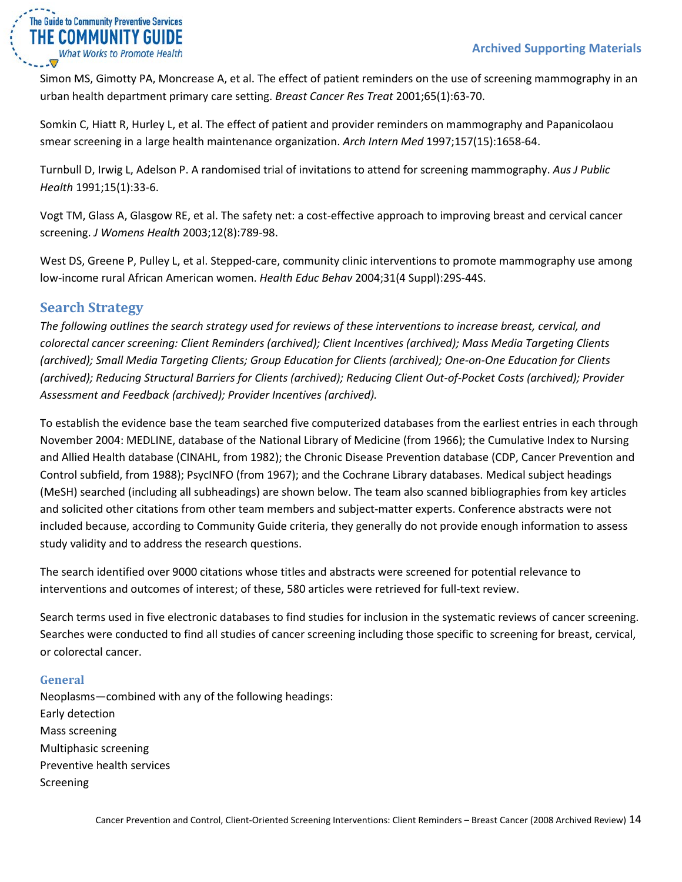Simon MS, Gimotty PA, Moncrease A, et al. The effect of patient reminders on the use of screening mammography in an urban health department primary care setting. *Breast Cancer Res Treat* 2001;65(1):63-70.

Somkin C, Hiatt R, Hurley L, et al. The effect of patient and provider reminders on mammography and Papanicolaou smear screening in a large health maintenance organization. *Arch Intern Med* 1997;157(15):1658-64.

Turnbull D, Irwig L, Adelson P. A randomised trial of invitations to attend for screening mammography. *Aus J Public Health* 1991;15(1):33-6.

Vogt TM, Glass A, Glasgow RE, et al. The safety net: a cost-effective approach to improving breast and cervical cancer screening. *J Womens Health* 2003;12(8):789-98.

West DS, Greene P, Pulley L, et al. Stepped-care, community clinic interventions to promote mammography use among low-income rural African American women. *Health Educ Behav* 2004;31(4 Suppl):29S-44S.

## Search Strategy

*The following outlines the search strategy used for reviews of these interventions to increase breast, cervical, and colorectal cancer screening: Client Reminders (archived); Client Incentives (archived); Mass Media Targeting Clients (archived); Small Media Targeting Clients; Group Education for Clients (archived); One-on-One Education for Clients (archived); Reducing Structural Barriers for Clients (archived); Reducing Client Out-of-Pocket Costs (archived); Provider Assessment and Feedback (archived); Provider Incentives (archived).*

To establish the evidence base the team searched five computerized databases from the earliest entries in each through November 2004: MEDLINE, database of the National Library of Medicine (from 1966); the Cumulative Index to Nursing and Allied Health database (CINAHL, from 1982); the Chronic Disease Prevention database (CDP, Cancer Prevention and Control subfield, from 1988); PsycINFO (from 1967); and the Cochrane Library databases. Medical subject headings (MeSH) searched (including all subheadings) are shown below. The team also scanned bibliographies from key articles and solicited other citations from other team members and subject-matter experts. Conference abstracts were not included because, according to Community Guide criteria, they generally do not provide enough information to assess study validity and to address the research questions.

The search identified over 9000 citations whose titles and abstracts were screened for potential relevance to interventions and outcomes of interest; of these, 580 articles were retrieved for full-text review.

Search terms used in five electronic databases to find studies for inclusion in the systematic reviews of cancer screening. Searches were conducted to find all studies of cancer screening including those specific to screening for breast, cervical, or colorectal cancer.

### General

Neoplasms—combined with any of the following headings:
Early detection
Mass screening
Multiphasic screening
Preventive health services
Screening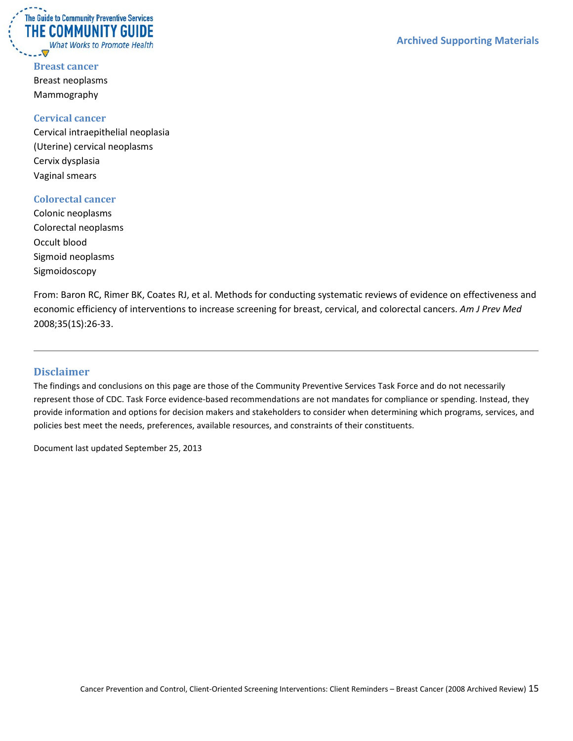### Breast cancer

Breast neoplasms

Mammography

### Cervical cancer

Cervical intraepithelial neoplasia

(Uterine) cervical neoplasms

Cervix dysplasia

Vaginal smears

### Colorectal cancer

Colonic neoplasms

Colorectal neoplasms

Occult blood

Sigmoid neoplasms

Sigmoidoscopy

From: Baron RC, Rimer BK, Coates RJ, et al. Methods for conducting systematic reviews of evidence on effectiveness and economic efficiency of interventions to increase screening for breast, cervical, and colorectal cancers. *Am J Prev Med* 2008;35(1S):26-33.

---

## Disclaimer

The findings and conclusions on this page are those of the Community Preventive Services Task Force and do not necessarily represent those of CDC. Task Force evidence-based recommendations are not mandates for compliance or spending. Instead, they provide information and options for decision makers and stakeholders to consider when determining which programs, services, and policies best meet the needs, preferences, available resources, and constraints of their constituents.

Document last updated September 25, 2013